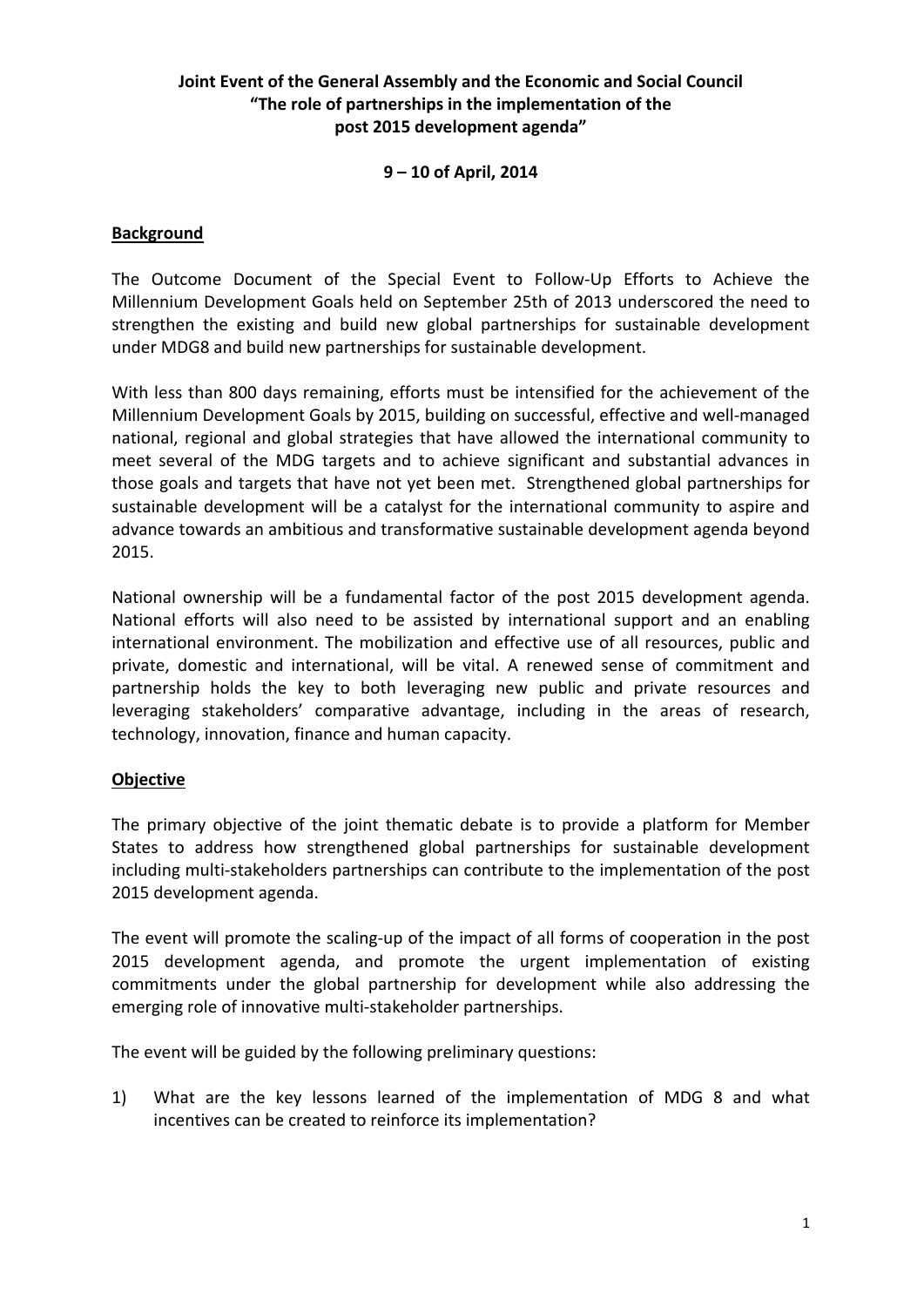# Joint Event of the General Assembly and the Economic and Social Council
# "The role of partnerships in the implementation of the post 2015 development agenda"

**9 – 10 of April, 2014**

## Background

The Outcome Document of the Special Event to Follow-Up Efforts to Achieve the Millennium Development Goals held on September 25th of 2013 underscored the need to strengthen the existing and build new global partnerships for sustainable development under MDG8 and build new partnerships for sustainable development.

With less than 800 days remaining, efforts must be intensified for the achievement of the Millennium Development Goals by 2015, building on successful, effective and well-managed national, regional and global strategies that have allowed the international community to meet several of the MDG targets and to achieve significant and substantial advances in those goals and targets that have not yet been met. Strengthened global partnerships for sustainable development will be a catalyst for the international community to aspire and advance towards an ambitious and transformative sustainable development agenda beyond 2015.

National ownership will be a fundamental factor of the post 2015 development agenda. National efforts will also need to be assisted by international support and an enabling international environment. The mobilization and effective use of all resources, public and private, domestic and international, will be vital. A renewed sense of commitment and partnership holds the key to both leveraging new public and private resources and leveraging stakeholders' comparative advantage, including in the areas of research, technology, innovation, finance and human capacity.

## Objective

The primary objective of the joint thematic debate is to provide a platform for Member States to address how strengthened global partnerships for sustainable development including multi-stakeholders partnerships can contribute to the implementation of the post 2015 development agenda.

The event will promote the scaling-up of the impact of all forms of cooperation in the post 2015 development agenda, and promote the urgent implementation of existing commitments under the global partnership for development while also addressing the emerging role of innovative multi-stakeholder partnerships.

The event will be guided by the following preliminary questions:

1) What are the key lessons learned of the implementation of MDG 8 and what incentives can be created to reinforce its implementation?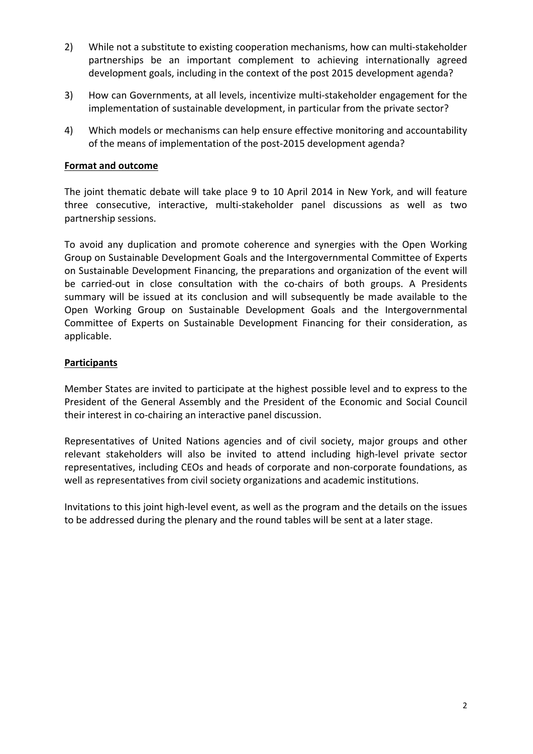2) While not a substitute to existing cooperation mechanisms, how can multi-stakeholder partnerships be an important complement to achieving internationally agreed development goals, including in the context of the post 2015 development agenda?

3) How can Governments, at all levels, incentivize multi-stakeholder engagement for the implementation of sustainable development, in particular from the private sector?

4) Which models or mechanisms can help ensure effective monitoring and accountability of the means of implementation of the post-2015 development agenda?

**Format and outcome**

The joint thematic debate will take place 9 to 10 April 2014 in New York, and will feature three consecutive, interactive, multi-stakeholder panel discussions as well as two partnership sessions.

To avoid any duplication and promote coherence and synergies with the Open Working Group on Sustainable Development Goals and the Intergovernmental Committee of Experts on Sustainable Development Financing, the preparations and organization of the event will be carried-out in close consultation with the co-chairs of both groups. A Presidents summary will be issued at its conclusion and will subsequently be made available to the Open Working Group on Sustainable Development Goals and the Intergovernmental Committee of Experts on Sustainable Development Financing for their consideration, as applicable.

**Participants**

Member States are invited to participate at the highest possible level and to express to the President of the General Assembly and the President of the Economic and Social Council their interest in co-chairing an interactive panel discussion.

Representatives of United Nations agencies and of civil society, major groups and other relevant stakeholders will also be invited to attend including high-level private sector representatives, including CEOs and heads of corporate and non-corporate foundations, as well as representatives from civil society organizations and academic institutions.

Invitations to this joint high-level event, as well as the program and the details on the issues to be addressed during the plenary and the round tables will be sent at a later stage.